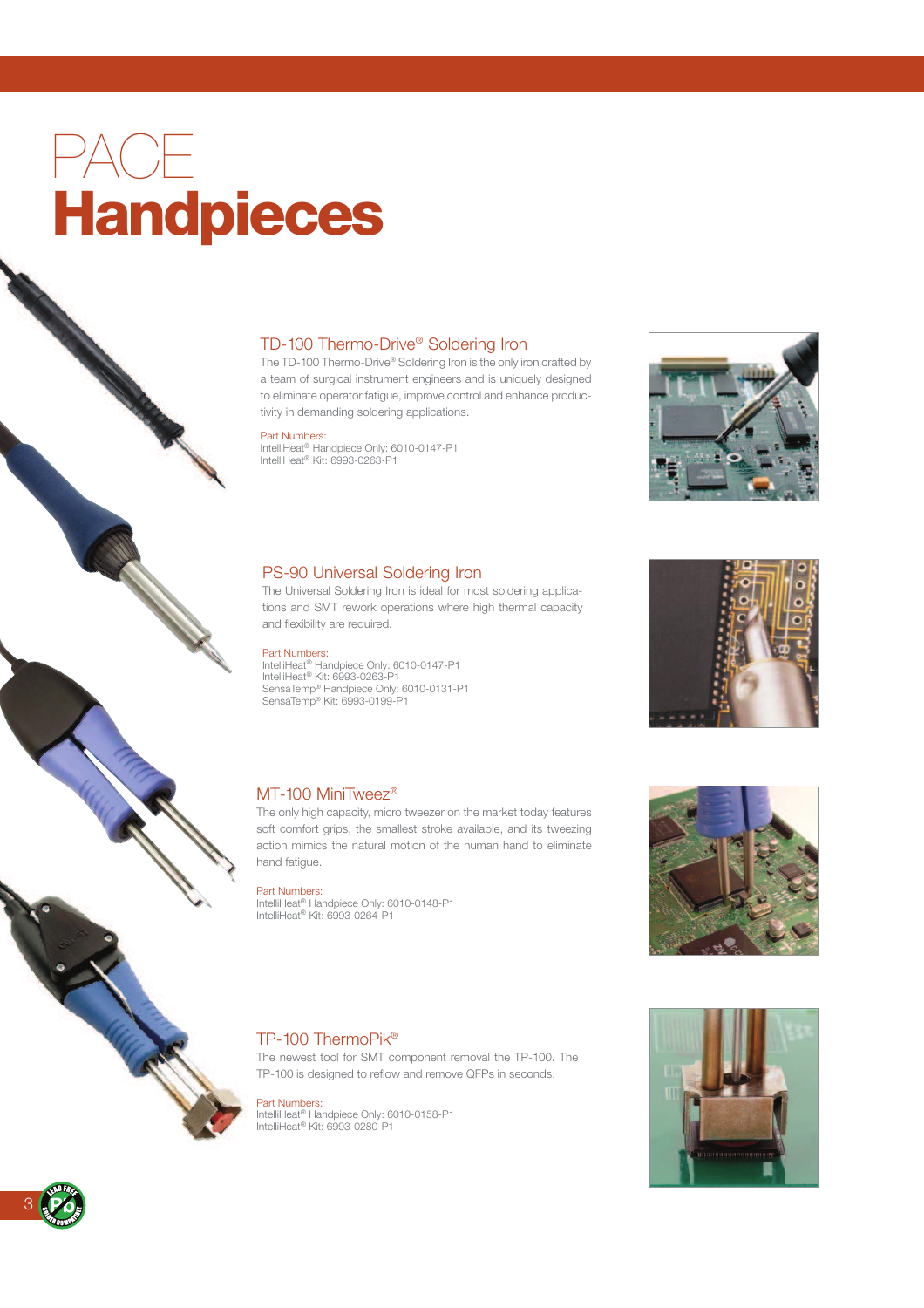# PACE
# Handpieces

## TD-100 Thermo-Drive® Soldering Iron

The TD-100 Thermo-Drive® Soldering Iron is the only iron crafted by a team of surgical instrument engineers and is uniquely designed to eliminate operator fatigue, improve control and enhance productivity in demanding soldering applications.

Part Numbers:
IntelliHeat® Handpiece Only: 6010-0147-P1
IntelliHeat® Kit: 6993-0263-P1

## PS-90 Universal Soldering Iron

The Universal Soldering Iron is ideal for most soldering applications and SMT rework operations where high thermal capacity and flexibility are required.

Part Numbers:
IntelliHeat® Handpiece Only: 6010-0147-P1
IntelliHeat® Kit: 6993-0263-P1
SensaTemp® Handpiece Only: 6010-0131-P1
SensaTemp® Kit: 6993-0199-P1

## MT-100 MiniTweez®

The only high capacity, micro tweezer on the market today features soft comfort grips, the smallest stroke available, and its tweezing action mimics the natural motion of the human hand to eliminate hand fatigue.

Part Numbers:
IntelliHeat® Handpiece Only: 6010-0148-P1
IntelliHeat® Kit: 6993-0264-P1

## TP-100 ThermoPik®

The newest tool for SMT component removal the TP-100. The TP-100 is designed to reflow and remove QFPs in seconds.

Part Numbers:
IntelliHeat® Handpiece Only: 6010-0158-P1
IntelliHeat® Kit: 6993-0280-P1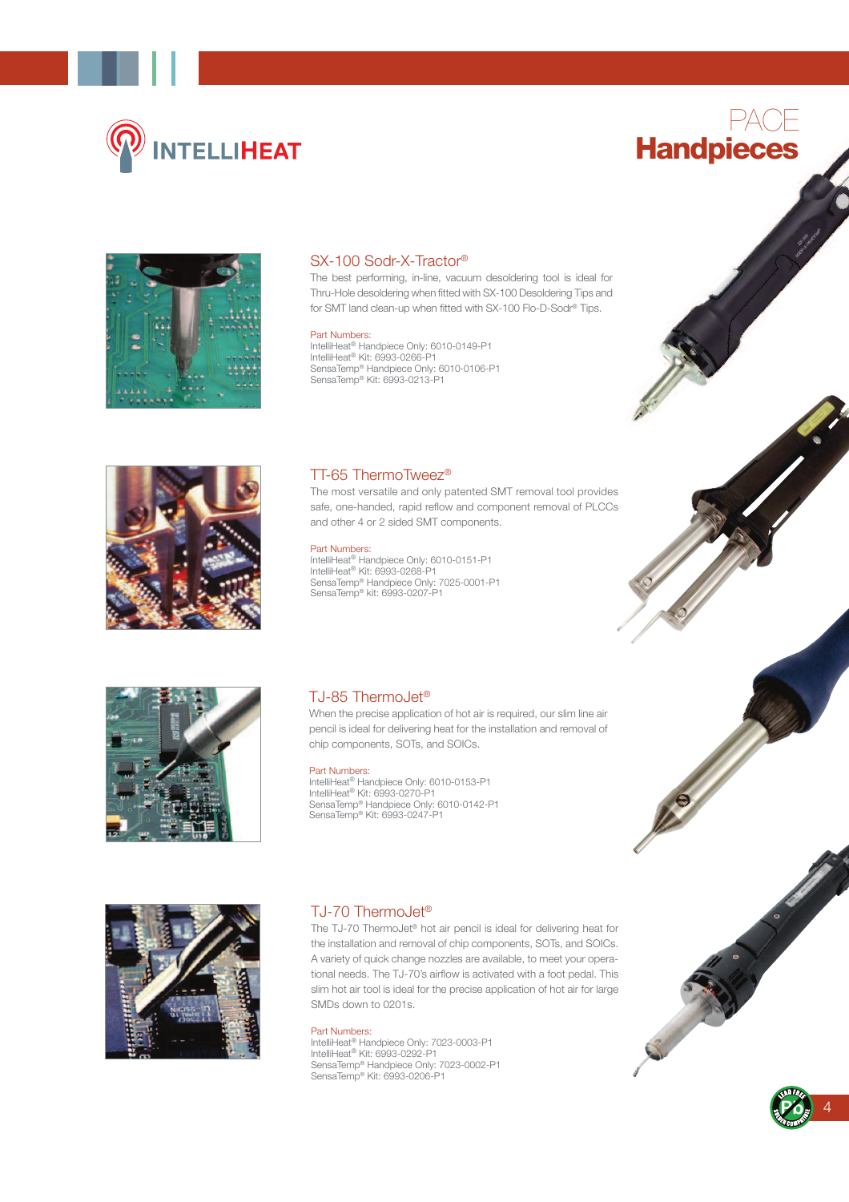INTELLIHEAT

# PACE Handpieces

## SX-100 Sodr-X-Tractor®

The best performing, in-line, vacuum desoldering tool is ideal for Thru-Hole desoldering when fitted with SX-100 Desoldering Tips and for SMT land clean-up when fitted with SX-100 Flo-D-Sodr® Tips.

Part Numbers:
IntelliHeat® Handpiece Only: 6010-0149-P1
IntelliHeat® Kit: 6993-0266-P1
SensaTemp® Handpiece Only: 6010-0106-P1
SensaTemp® Kit: 6993-0213-P1

## TT-65 ThermoTweez®

The most versatile and only patented SMT removal tool provides safe, one-handed, rapid reflow and component removal of PLCCs and other 4 or 2 sided SMT components.

Part Numbers:
IntelliHeat® Handpiece Only: 6010-0151-P1
IntelliHeat® Kit: 6993-0268-P1
SensaTemp® Handpiece Only: 7025-0001-P1
SensaTemp® kit: 6993-0207-P1

## TJ-85 ThermoJet®

When the precise application of hot air is required, our slim line air pencil is ideal for delivering heat for the installation and removal of chip components, SOTs, and SOICs.

Part Numbers:
IntelliHeat® Handpiece Only: 6010-0153-P1
IntelliHeat® Kit: 6993-0270-P1
SensaTemp® Handpiece Only: 6010-0142-P1
SensaTemp® Kit: 6993-0247-P1

## TJ-70 ThermoJet®

The TJ-70 ThermoJet® hot air pencil is ideal for delivering heat for the installation and removal of chip components, SOTs, and SOICs. A variety of quick change nozzles are available, to meet your operational needs. The TJ-70's airflow is activated with a foot pedal. This slim hot air tool is ideal for the precise application of hot air for large SMDs down to 0201s.

Part Numbers:
IntelliHeat® Handpiece Only: 7023-0003-P1
IntelliHeat® Kit: 6993-0292-P1
SensaTemp® Handpiece Only: 7023-0002-P1
SensaTemp® Kit: 6993-0206-P1